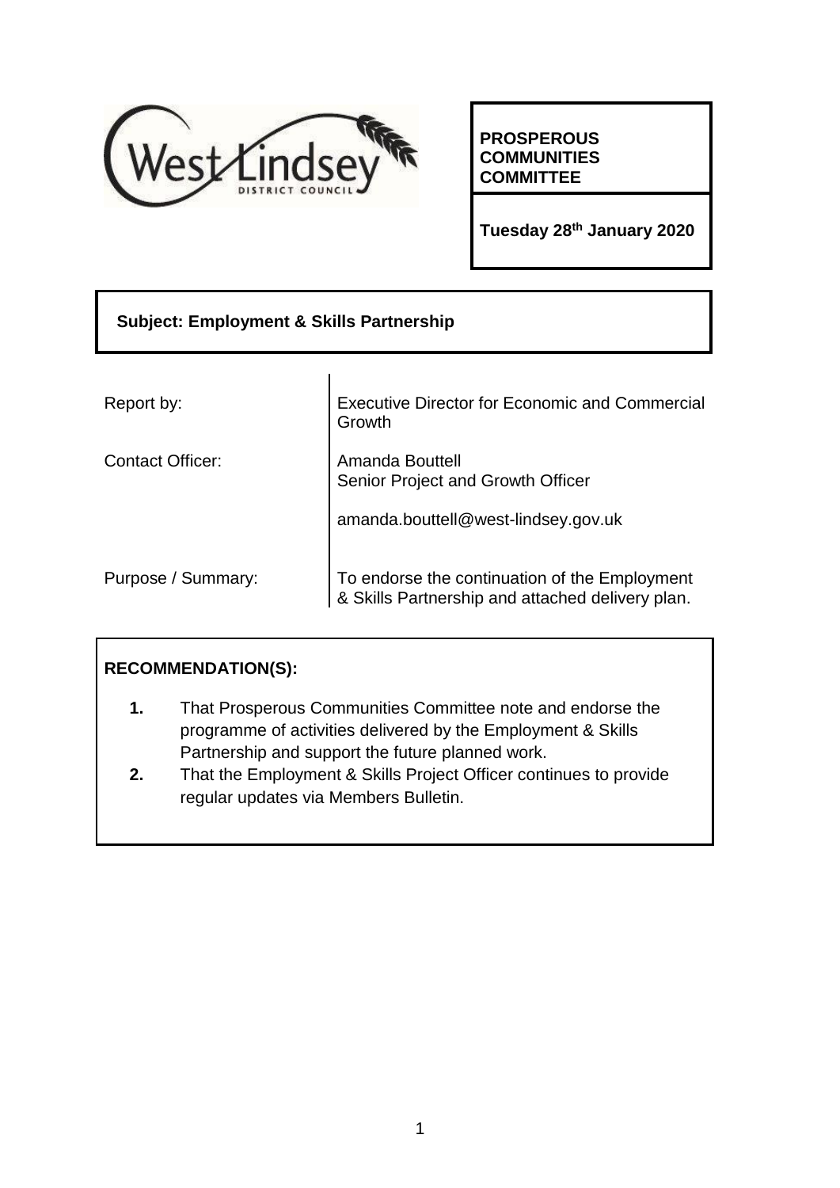**PROSPEROUS COMMUNITIES COMMITTEE**

**Tuesday 28th January 2020**

**Subject: Employment & Skills Partnership**

| | |
|---|---|
| Report by: | Executive Director for Economic and Commercial Growth |
| Contact Officer: | Amanda Bouttell<br>Senior Project and Growth Officer<br><br>amanda.bouttell@west-lindsey.gov.uk |
| Purpose / Summary: | To endorse the continuation of the Employment & Skills Partnership and attached delivery plan. |

**RECOMMENDATION(S):**

1. That Prosperous Communities Committee note and endorse the programme of activities delivered by the Employment & Skills Partnership and support the future planned work.
2. That the Employment & Skills Project Officer continues to provide regular updates via Members Bulletin.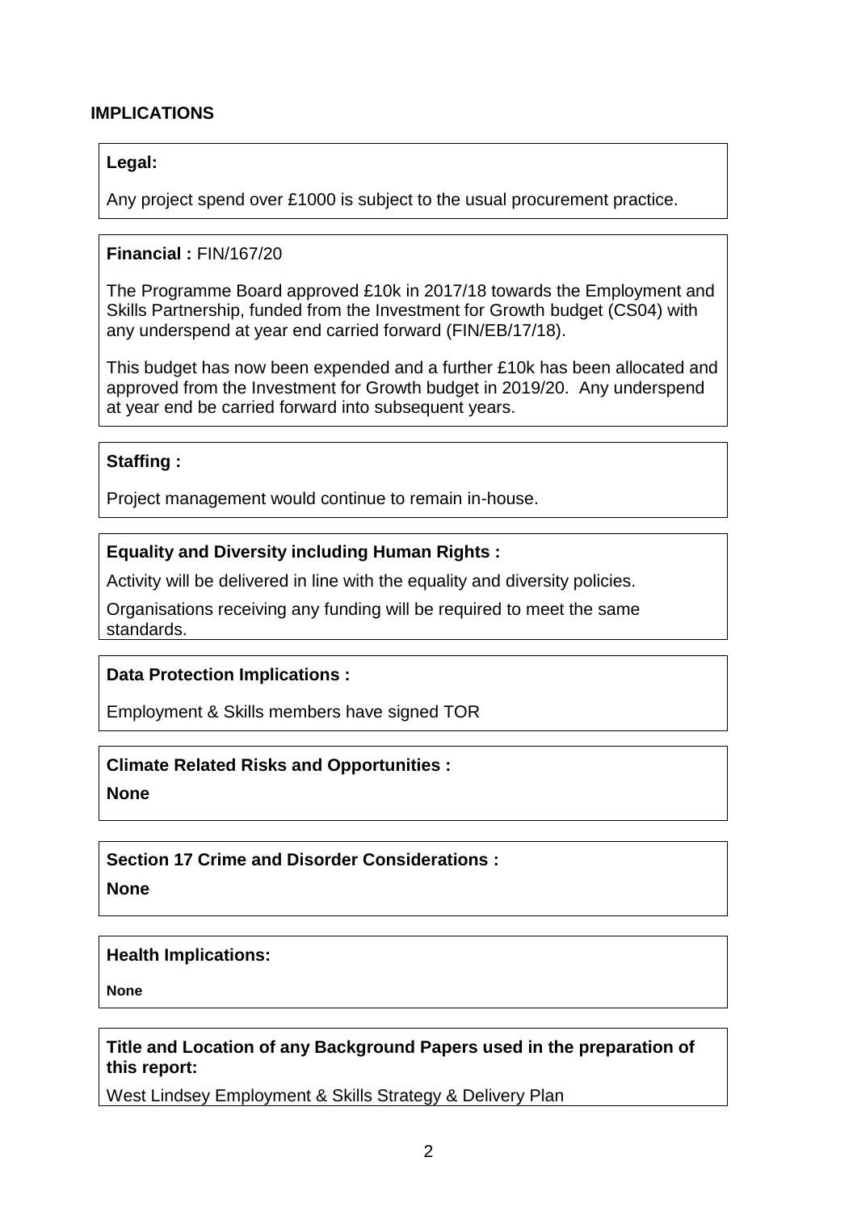## IMPLICATIONS

**Legal:**

Any project spend over £1000 is subject to the usual procurement practice.

**Financial :** FIN/167/20

The Programme Board approved £10k in 2017/18 towards the Employment and Skills Partnership, funded from the Investment for Growth budget (CS04) with any underspend at year end carried forward (FIN/EB/17/18).

This budget has now been expended and a further £10k has been allocated and approved from the Investment for Growth budget in 2019/20. Any underspend at year end be carried forward into subsequent years.

**Staffing :**

Project management would continue to remain in-house.

**Equality and Diversity including Human Rights :**

Activity will be delivered in line with the equality and diversity policies.

Organisations receiving any funding will be required to meet the same standards.

**Data Protection Implications :**

Employment & Skills members have signed TOR

**Climate Related Risks and Opportunities :**

**None**

**Section 17 Crime and Disorder Considerations :**

**None**

**Health Implications:**

**None**

**Title and Location of any Background Papers used in the preparation of this report:**

West Lindsey Employment & Skills Strategy & Delivery Plan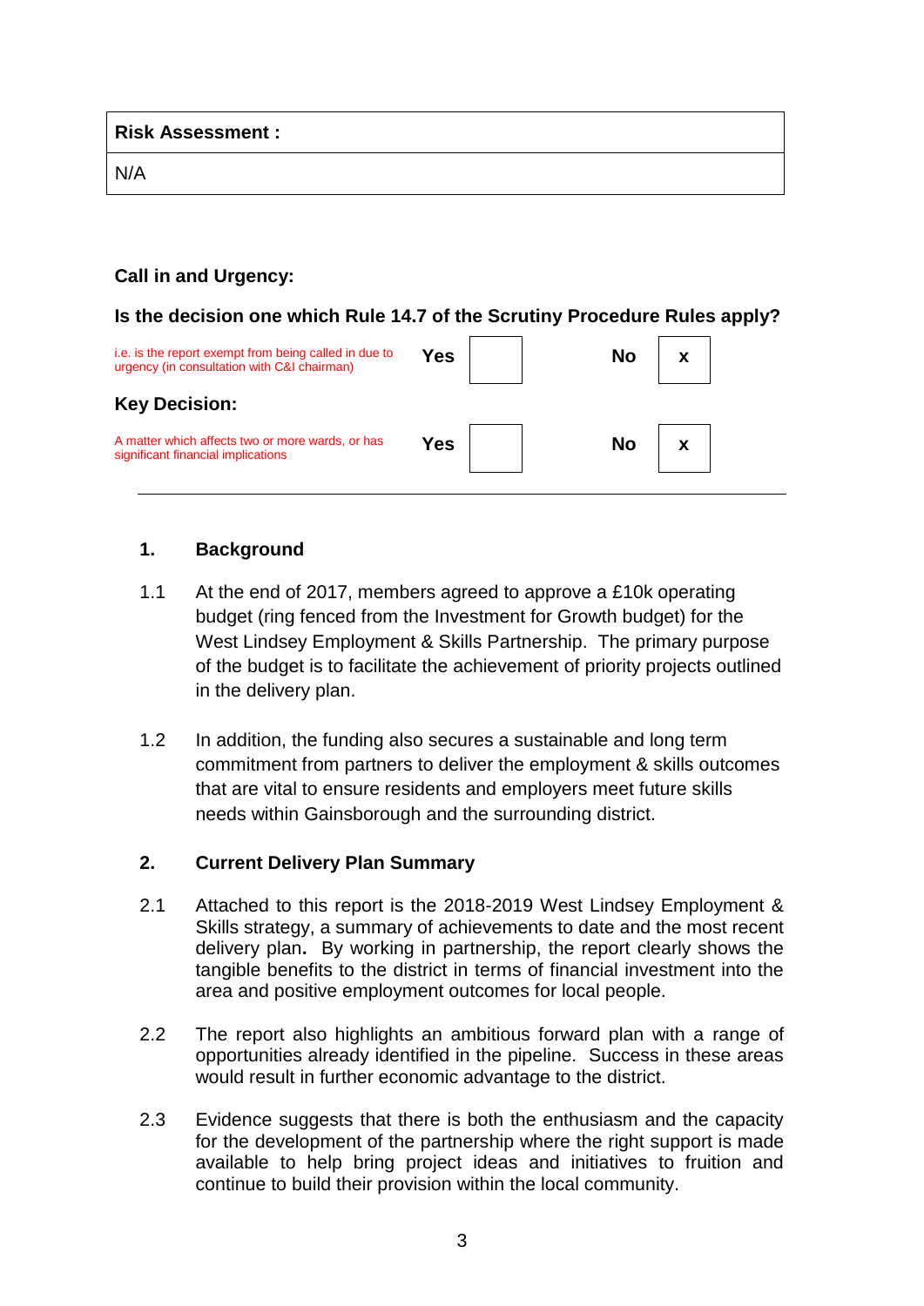| Risk Assessment : |
| --- |
| N/A |

**Call in and Urgency:**

**Is the decision one which Rule 14.7 of the Scrutiny Procedure Rules apply?**

| i.e. is the report exempt from being called in due to urgency (in consultation with C&I chairman) | **Yes** | | **No** | x |
| --- | --- | --- | --- | --- |

**Key Decision:**

| A matter which affects two or more wards, or has significant financial implications | **Yes** | | **No** | x |
| --- | --- | --- | --- | --- |

---

## 1. Background

1.1 At the end of 2017, members agreed to approve a £10k operating budget (ring fenced from the Investment for Growth budget) for the West Lindsey Employment & Skills Partnership. The primary purpose of the budget is to facilitate the achievement of priority projects outlined in the delivery plan.

1.2 In addition, the funding also secures a sustainable and long term commitment from partners to deliver the employment & skills outcomes that are vital to ensure residents and employers meet future skills needs within Gainsborough and the surrounding district.

## 2. Current Delivery Plan Summary

2.1 Attached to this report is the 2018-2019 West Lindsey Employment & Skills strategy, a summary of achievements to date and the most recent delivery plan**.** By working in partnership, the report clearly shows the tangible benefits to the district in terms of financial investment into the area and positive employment outcomes for local people.

2.2 The report also highlights an ambitious forward plan with a range of opportunities already identified in the pipeline. Success in these areas would result in further economic advantage to the district.

2.3 Evidence suggests that there is both the enthusiasm and the capacity for the development of the partnership where the right support is made available to help bring project ideas and initiatives to fruition and continue to build their provision within the local community.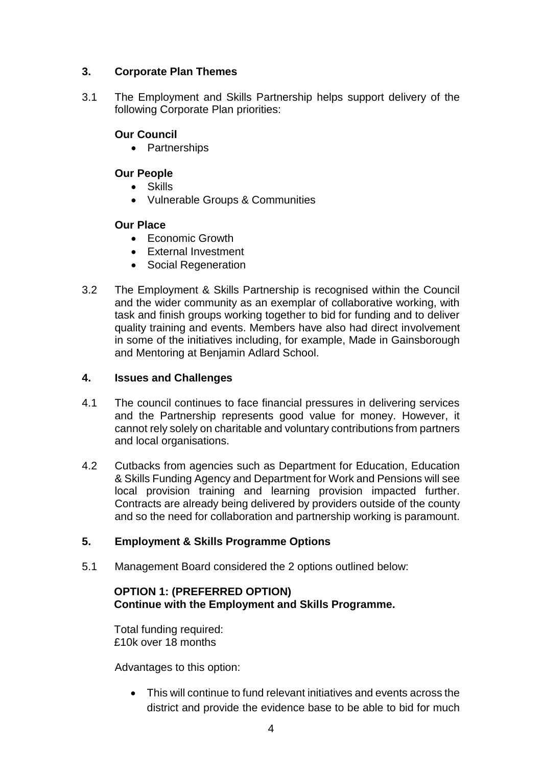## 3. Corporate Plan Themes

3.1 The Employment and Skills Partnership helps support delivery of the following Corporate Plan priorities:

**Our Council**

- Partnerships

**Our People**

- Skills
- Vulnerable Groups & Communities

**Our Place**

- Economic Growth
- External Investment
- Social Regeneration

3.2 The Employment & Skills Partnership is recognised within the Council and the wider community as an exemplar of collaborative working, with task and finish groups working together to bid for funding and to deliver quality training and events. Members have also had direct involvement in some of the initiatives including, for example, Made in Gainsborough and Mentoring at Benjamin Adlard School.

## 4. Issues and Challenges

4.1 The council continues to face financial pressures in delivering services and the Partnership represents good value for money. However, it cannot rely solely on charitable and voluntary contributions from partners and local organisations.

4.2 Cutbacks from agencies such as Department for Education, Education & Skills Funding Agency and Department for Work and Pensions will see local provision training and learning provision impacted further. Contracts are already being delivered by providers outside of the county and so the need for collaboration and partnership working is paramount.

## 5. Employment & Skills Programme Options

5.1 Management Board considered the 2 options outlined below:

**OPTION 1: (PREFERRED OPTION)**
**Continue with the Employment and Skills Programme.**

Total funding required:
£10k over 18 months

Advantages to this option:

- This will continue to fund relevant initiatives and events across the district and provide the evidence base to be able to bid for much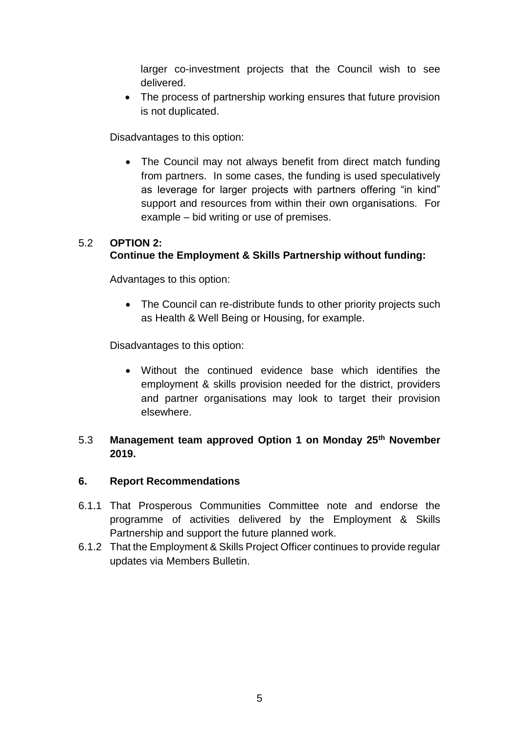larger co-investment projects that the Council wish to see delivered.

- The process of partnership working ensures that future provision is not duplicated.

Disadvantages to this option:

- The Council may not always benefit from direct match funding from partners. In some cases, the funding is used speculatively as leverage for larger projects with partners offering "in kind" support and resources from within their own organisations. For example – bid writing or use of premises.

5.2 **OPTION 2:**
**Continue the Employment & Skills Partnership without funding:**

Advantages to this option:

- The Council can re-distribute funds to other priority projects such as Health & Well Being or Housing, for example.

Disadvantages to this option:

- Without the continued evidence base which identifies the employment & skills provision needed for the district, providers and partner organisations may look to target their provision elsewhere.

5.3 **Management team approved Option 1 on Monday 25th November 2019.**

## 6. Report Recommendations

6.1.1 That Prosperous Communities Committee note and endorse the programme of activities delivered by the Employment & Skills Partnership and support the future planned work.

6.1.2 That the Employment & Skills Project Officer continues to provide regular updates via Members Bulletin.